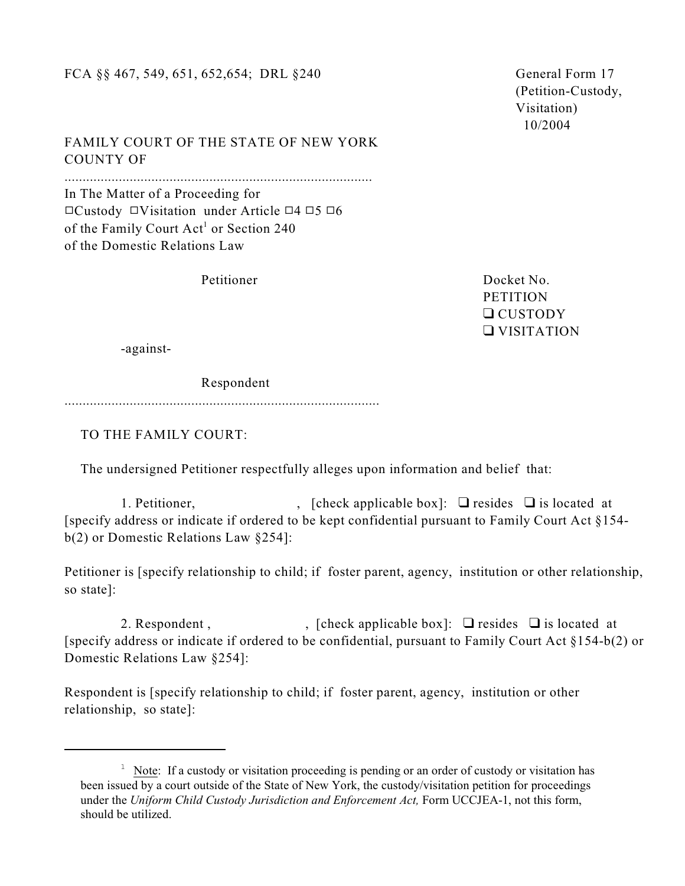FCA §§ 467, 549, 651, 652,654; DRL §240

General Form 17
(Petition-Custody,
Visitation)
10/2004

FAMILY COURT OF THE STATE OF NEW YORK
COUNTY OF

.....................................................................................

In The Matter of a Proceeding for
☐Custody ☐Visitation under Article ☐4 ☐5 ☐6
of the Family Court Act[1] or Section 240
of the Domestic Relations Law

Petitioner

Docket No.
PETITION
❑ CUSTODY
❑ VISITATION

-against-

Respondent

.....................................................................................

TO THE FAMILY COURT:

The undersigned Petitioner respectfully alleges upon information and belief that:

1. Petitioner, , [check applicable box]: ❑ resides ❑ is located at [specify address or indicate if ordered to be kept confidential pursuant to Family Court Act §154-b(2) or Domestic Relations Law §254]:

Petitioner is [specify relationship to child; if foster parent, agency, institution or other relationship, so state]:

2. Respondent , , [check applicable box]: ❑ resides ❑ is located at [specify address or indicate if ordered to be confidential, pursuant to Family Court Act §154-b(2) or Domestic Relations Law §254]:

Respondent is [specify relationship to child; if foster parent, agency, institution or other relationship, so state]:

---

[1] Note: If a custody or visitation proceeding is pending or an order of custody or visitation has been issued by a court outside of the State of New York, the custody/visitation petition for proceedings under the *Uniform Child Custody Jurisdiction and Enforcement Act,* Form UCCJEA-1, not this form, should be utilized.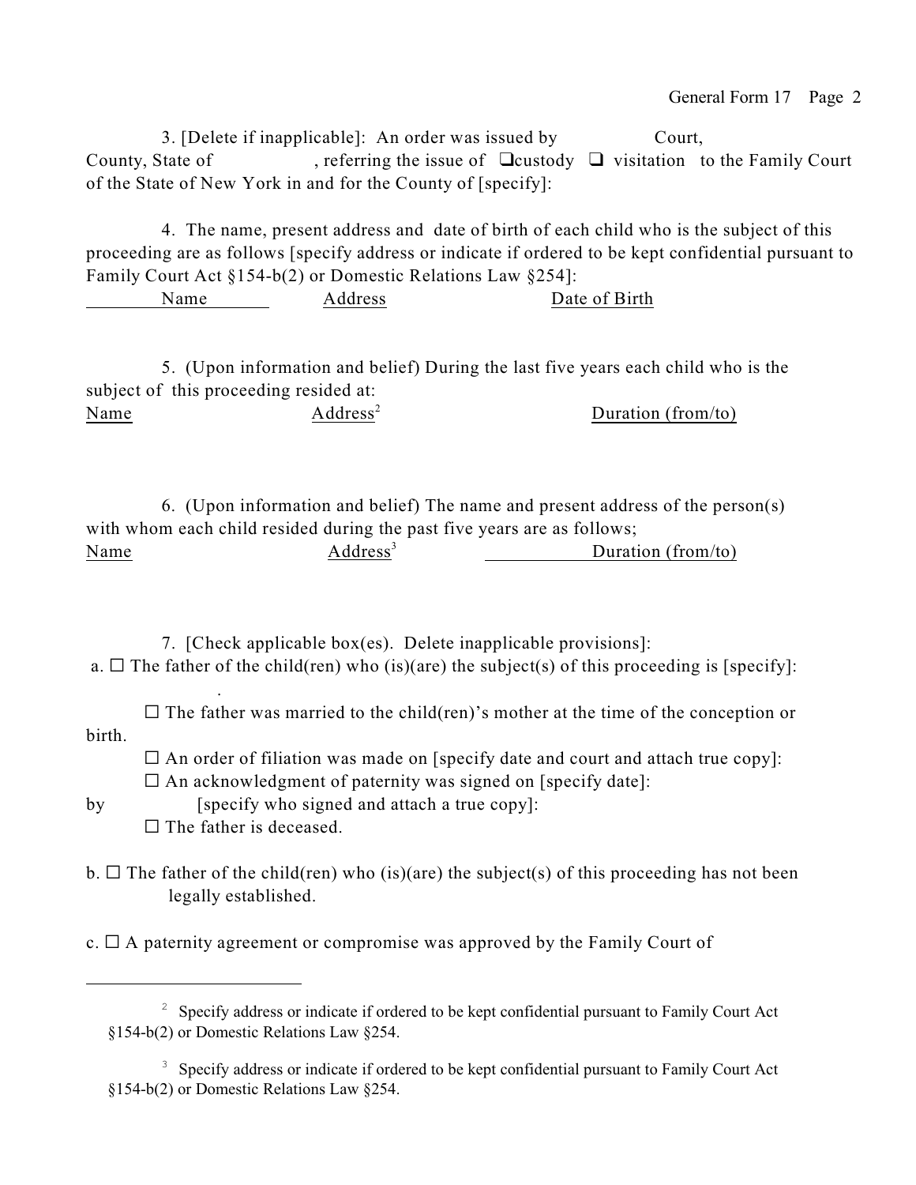3. [Delete if inapplicable]: An order was issued by Court, County, State of , referring the issue of ❑custody ❑ visitation to the Family Court of the State of New York in and for the County of [specify]:

4. The name, present address and date of birth of each child who is the subject of this proceeding are as follows [specify address or indicate if ordered to be kept confidential pursuant to Family Court Act §154-b(2) or Domestic Relations Law §254]:

| Name | Address | Date of Birth |
|---|---|---|

5. (Upon information and belief) During the last five years each child who is the subject of this proceeding resided at:

| Name | Address[2] | Duration (from/to) |
|---|---|---|

6. (Upon information and belief) The name and present address of the person(s) with whom each child resided during the past five years are as follows;

| Name | Address[3] | Duration (from/to) |
|---|---|---|

7. [Check applicable box(es). Delete inapplicable provisions]:

a. ☐ The father of the child(ren) who (is)(are) the subject(s) of this proceeding is [specify]:
.

☐ The father was married to the child(ren)'s mother at the time of the conception or birth.

☐ An order of filiation was made on [specify date and court and attach true copy]:

☐ An acknowledgment of paternity was signed on [specify date]:
by [specify who signed and attach a true copy]:

☐ The father is deceased.

b. ☐ The father of the child(ren) who (is)(are) the subject(s) of this proceeding has not been legally established.

c. ☐ A paternity agreement or compromise was approved by the Family Court of

---

[2] Specify address or indicate if ordered to be kept confidential pursuant to Family Court Act §154-b(2) or Domestic Relations Law §254.

[3] Specify address or indicate if ordered to be kept confidential pursuant to Family Court Act §154-b(2) or Domestic Relations Law §254.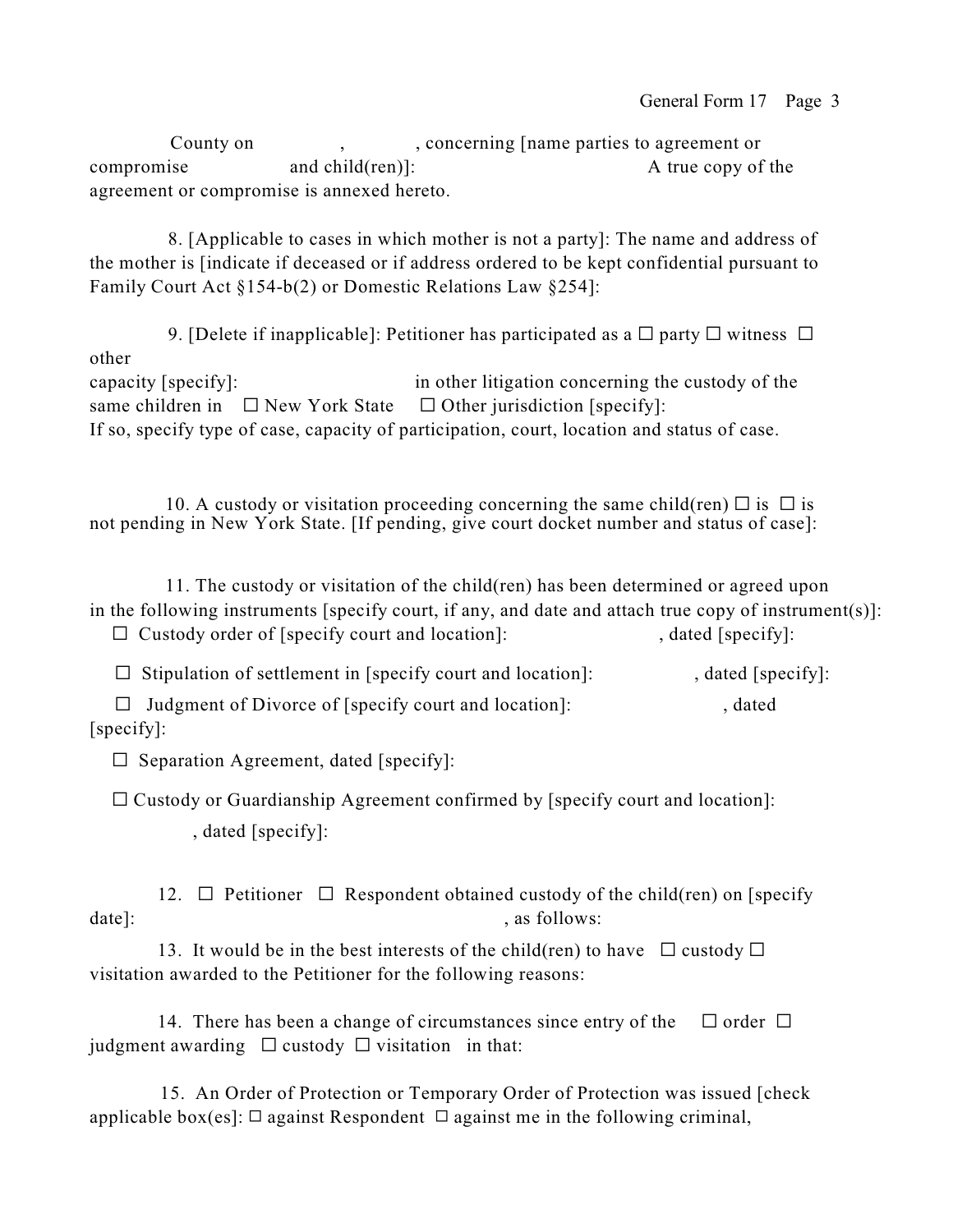County on , , concerning [name parties to agreement or compromise and child(ren)]: A true copy of the agreement or compromise is annexed hereto.

8. [Applicable to cases in which mother is not a party]: The name and address of the mother is [indicate if deceased or if address ordered to be kept confidential pursuant to Family Court Act §154-b(2) or Domestic Relations Law §254]:

9. [Delete if inapplicable]: Petitioner has participated as a ☐ party ☐ witness ☐ other capacity [specify]: in other litigation concerning the custody of the same children in ☐ New York State ☐ Other jurisdiction [specify]:
If so, specify type of case, capacity of participation, court, location and status of case.

10. A custody or visitation proceeding concerning the same child(ren) ☐ is ☐ is not pending in New York State. [If pending, give court docket number and status of case]:

11. The custody or visitation of the child(ren) has been determined or agreed upon in the following instruments [specify court, if any, and date and attach true copy of instrument(s)]:

☐ Custody order of [specify court and location]: , dated [specify]:

☐ Stipulation of settlement in [specify court and location]: , dated [specify]:

☐ Judgment of Divorce of [specify court and location]: , dated [specify]:

☐ Separation Agreement, dated [specify]:

☐ Custody or Guardianship Agreement confirmed by [specify court and location]: , dated [specify]:

12. ☐ Petitioner ☐ Respondent obtained custody of the child(ren) on [specify date]: , as follows:

13. It would be in the best interests of the child(ren) to have ☐ custody ☐ visitation awarded to the Petitioner for the following reasons:

14. There has been a change of circumstances since entry of the ☐ order ☐ judgment awarding ☐ custody ☐ visitation in that:

15. An Order of Protection or Temporary Order of Protection was issued [check applicable box(es]: ☐ against Respondent ☐ against me in the following criminal,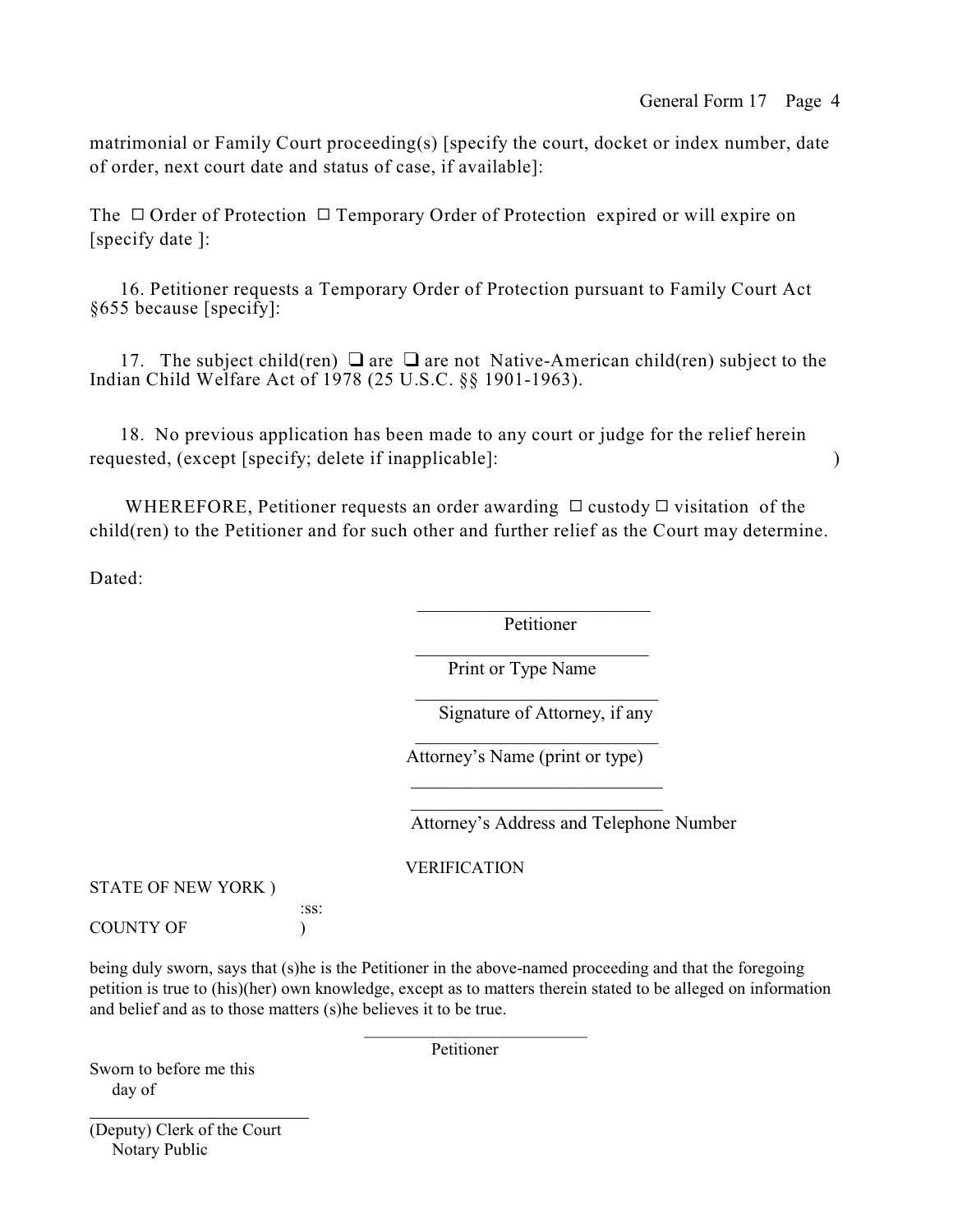matrimonial or Family Court proceeding(s) [specify the court, docket or index number, date of order, next court date and status of case, if available]:

The ☐ Order of Protection ☐ Temporary Order of Protection expired or will expire on [specify date ]:

16. Petitioner requests a Temporary Order of Protection pursuant to Family Court Act §655 because [specify]:

17. The subject child(ren) ❑ are ❑ are not Native-American child(ren) subject to the Indian Child Welfare Act of 1978 (25 U.S.C. §§ 1901-1963).

18. No previous application has been made to any court or judge for the relief herein requested, (except [specify; delete if inapplicable]: )

WHEREFORE, Petitioner requests an order awarding ☐ custody ☐ visitation of the child(ren) to the Petitioner and for such other and further relief as the Court may determine.

Dated:

___________________________
Petitioner

___________________________
Print or Type Name

___________________________
Signature of Attorney, if any

___________________________
Attorney's Name (print or type)

___________________________
___________________________
Attorney's Address and Telephone Number

VERIFICATION

STATE OF NEW YORK )
:ss:
COUNTY OF )

being duly sworn, says that (s)he is the Petitioner in the above-named proceeding and that the foregoing petition is true to (his)(her) own knowledge, except as to matters therein stated to be alleged on information and belief and as to those matters (s)he believes it to be true.

___________________________
Petitioner

Sworn to before me this
day of

___________________________
(Deputy) Clerk of the Court
Notary Public